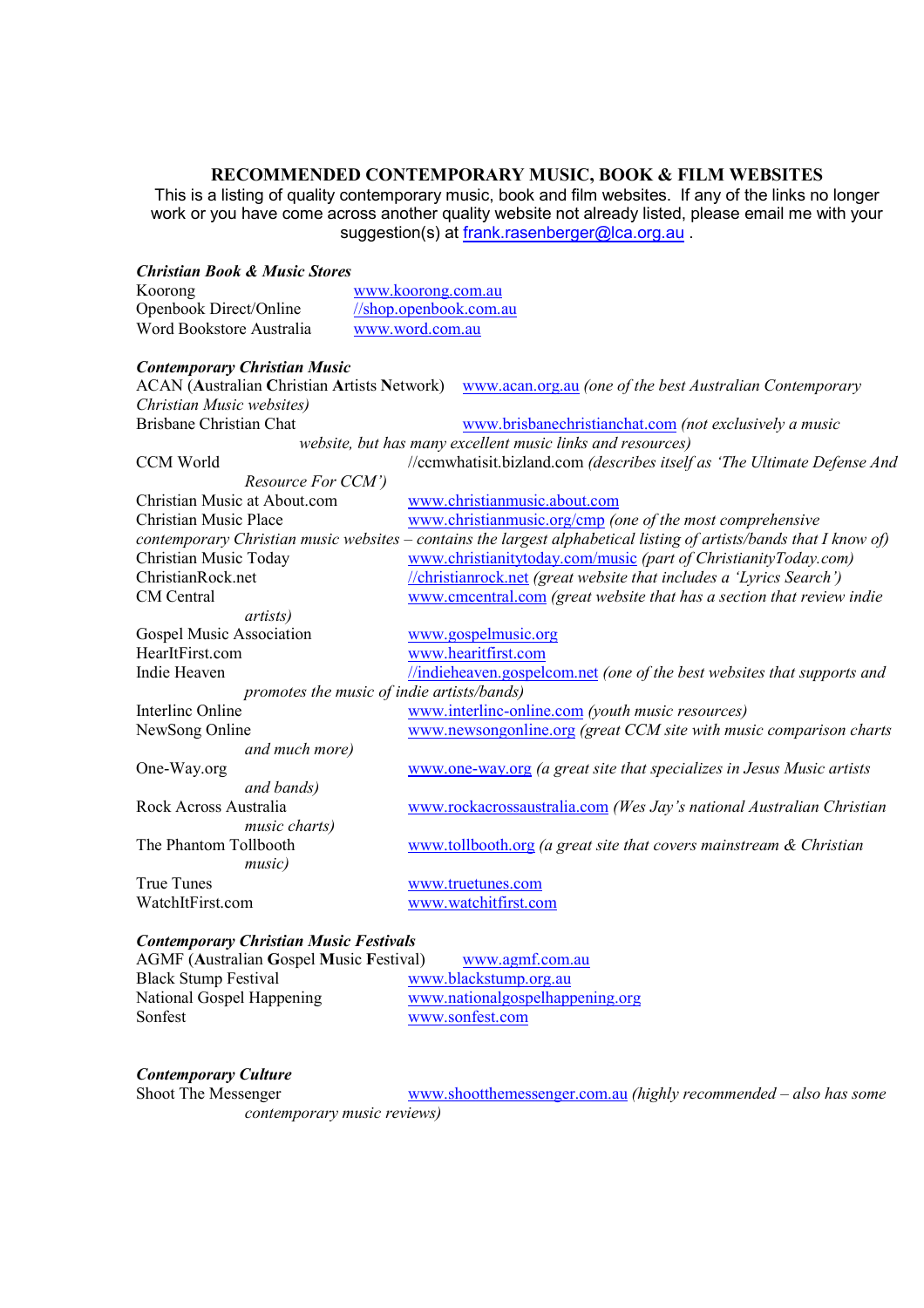## RECOMMENDED CONTEMPORARY MUSIC, BOOK & FILM WEBSITES

This is a listing of quality contemporary music, book and film websites. If any of the links no longer work or you have come across another quality website not already listed, please email me with your suggestion(s) at frank.rasenberger@lca.org.au .

### *Christian Book & Music Stores*

Koorong www.koorong.com.au
Openbook Direct/Online //shop.openbook.com.au
Word Bookstore Australia www.word.com.au

### *Contemporary Christian Music*

ACAN (**A**ustralian **C**hristian **A**rtists **N**etwork) www.acan.org.au *(one of the best Australian Contemporary Christian Music websites)*
Brisbane Christian Chat www.brisbanechristianchat.com *(not exclusively a music website, but has many excellent music links and resources)*
CCM World //ccmwhatisit.bizland.com *(describes itself as 'The Ultimate Defense And Resource For CCM')*
Christian Music at About.com www.christianmusic.about.com
Christian Music Place www.christianmusic.org/cmp *(one of the most comprehensive contemporary Christian music websites – contains the largest alphabetical listing of artists/bands that I know of)*
Christian Music Today www.christianitytoday.com/music *(part of ChristianityToday.com)*
ChristianRock.net //christianrock.net *(great website that includes a 'Lyrics Search')*
CM Central www.cmcentral.com *(great website that has a section that review indie artists)*
Gospel Music Association www.gospelmusic.org
HearItFirst.com www.hearitfirst.com
Indie Heaven //indieheaven.gospelcom.net *(one of the best websites that supports and promotes the music of indie artists/bands)*
Interlinc Online www.interlinc-online.com *(youth music resources)*
NewSong Online www.newsongonline.org *(great CCM site with music comparison charts and much more)*
One-Way.org www.one-way.org *(a great site that specializes in Jesus Music artists and bands)*
Rock Across Australia www.rockacrossaustralia.com *(Wes Jay's national Australian Christian music charts)*
The Phantom Tollbooth www.tollbooth.org *(a great site that covers mainstream & Christian music)*
True Tunes www.truetunes.com
WatchItFirst.com www.watchitfirst.com

### *Contemporary Christian Music Festivals*

AGMF (**A**ustralian **G**ospel **M**usic **F**estival) www.agmf.com.au
Black Stump Festival www.blackstump.org.au
National Gospel Happening www.nationalgospelhappening.org
Sonfest www.sonfest.com

### *Contemporary Culture*

Shoot The Messenger www.shootthemessenger.com.au *(highly recommended – also has some contemporary music reviews)*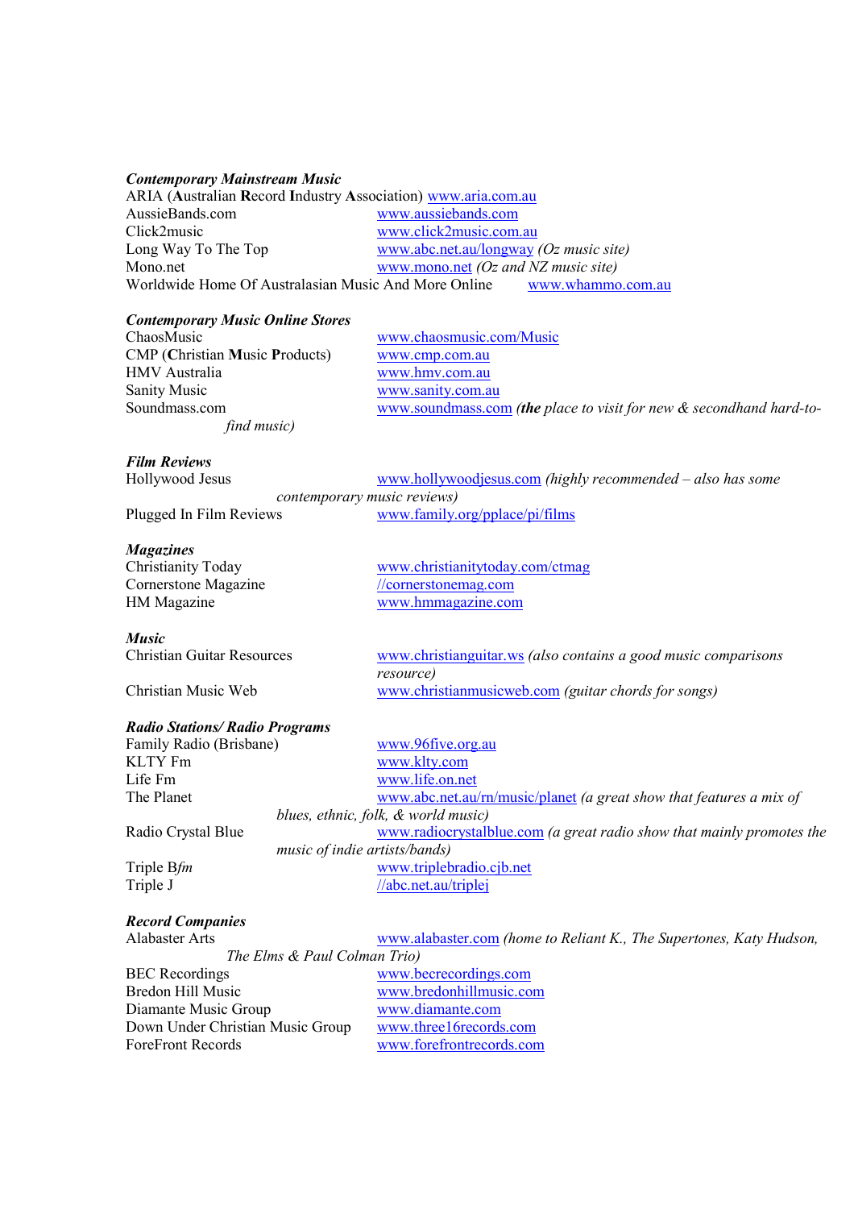***Contemporary Mainstream Music***

ARIA (**A**ustralian **R**ecord **I**ndustry **A**ssociation) www.aria.com.au
AussieBands.com www.aussiebands.com
Click2music www.click2music.com.au
Long Way To The Top www.abc.net.au/longway *(Oz music site)*
Mono.net www.mono.net *(Oz and NZ music site)*
Worldwide Home Of Australasian Music And More Online www.whammo.com.au

***Contemporary Music Online Stores***

ChaosMusic www.chaosmusic.com/Music
CMP (**C**hristian **M**usic **P**roducts) www.cmp.com.au
HMV Australia www.hmv.com.au
Sanity Music www.sanity.com.au
Soundmass.com www.soundmass.com *(**the** place to visit for new & secondhand hard-to-find music)*

***Film Reviews***

Hollywood Jesus www.hollywoodjesus.com *(highly recommended – also has some contemporary music reviews)*
Plugged In Film Reviews www.family.org/pplace/pi/films

***Magazines***

Christianity Today www.christianitytoday.com/ctmag
Cornerstone Magazine //cornerstonemag.com
HM Magazine www.hmmagazine.com

***Music***

Christian Guitar Resources www.christianguitar.ws *(also contains a good music comparisons resource)*
Christian Music Web www.christianmusicweb.com *(guitar chords for songs)*

***Radio Stations/ Radio Programs***

Family Radio (Brisbane) www.96five.org.au
KLTY Fm www.klty.com
Life Fm www.life.on.net
The Planet www.abc.net.au/rn/music/planet *(a great show that features a mix of blues, ethnic, folk, & world music)*
Radio Crystal Blue www.radiocrystalblue.com *(a great radio show that mainly promotes the music of indie artists/bands)*
Triple B*fm* www.triplebradio.cjb.net
Triple J //abc.net.au/triplej

***Record Companies***

Alabaster Arts www.alabaster.com *(home to Reliant K., The Supertones, Katy Hudson, The Elms & Paul Colman Trio)*
BEC Recordings www.becrecordings.com
Bredon Hill Music www.bredonhillmusic.com
Diamante Music Group www.diamante.com
Down Under Christian Music Group www.three16records.com
ForeFront Records www.forefrontrecords.com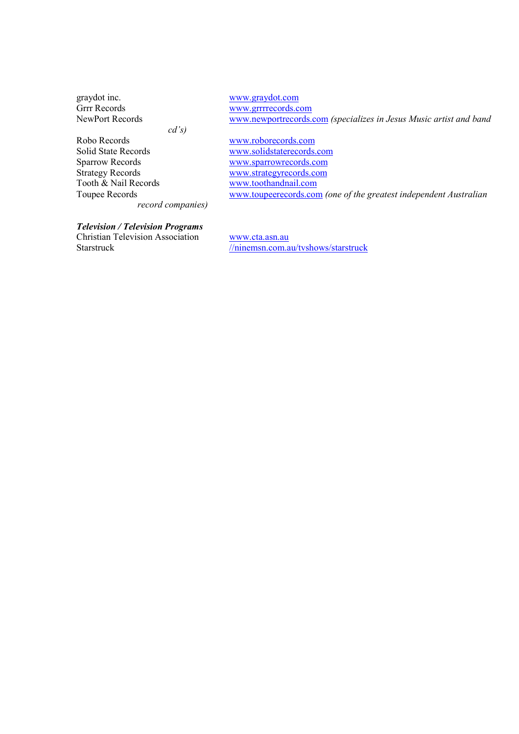graydot inc. www.graydot.com
Grrr Records www.grrrrecords.com
NewPort Records www.newportrecords.com *(specializes in Jesus Music artist and band cd's)*
Robo Records www.roborecords.com
Solid State Records www.solidstaterecords.com
Sparrow Records www.sparrowrecords.com
Strategy Records www.strategyrecords.com
Tooth & Nail Records www.toothandnail.com
Toupee Records www.toupeerecords.com *(one of the greatest independent Australian record companies)*

***Television / Television Programs***

Christian Television Association www.cta.asn.au
Starstruck //ninemsn.com.au/tvshows/starstruck